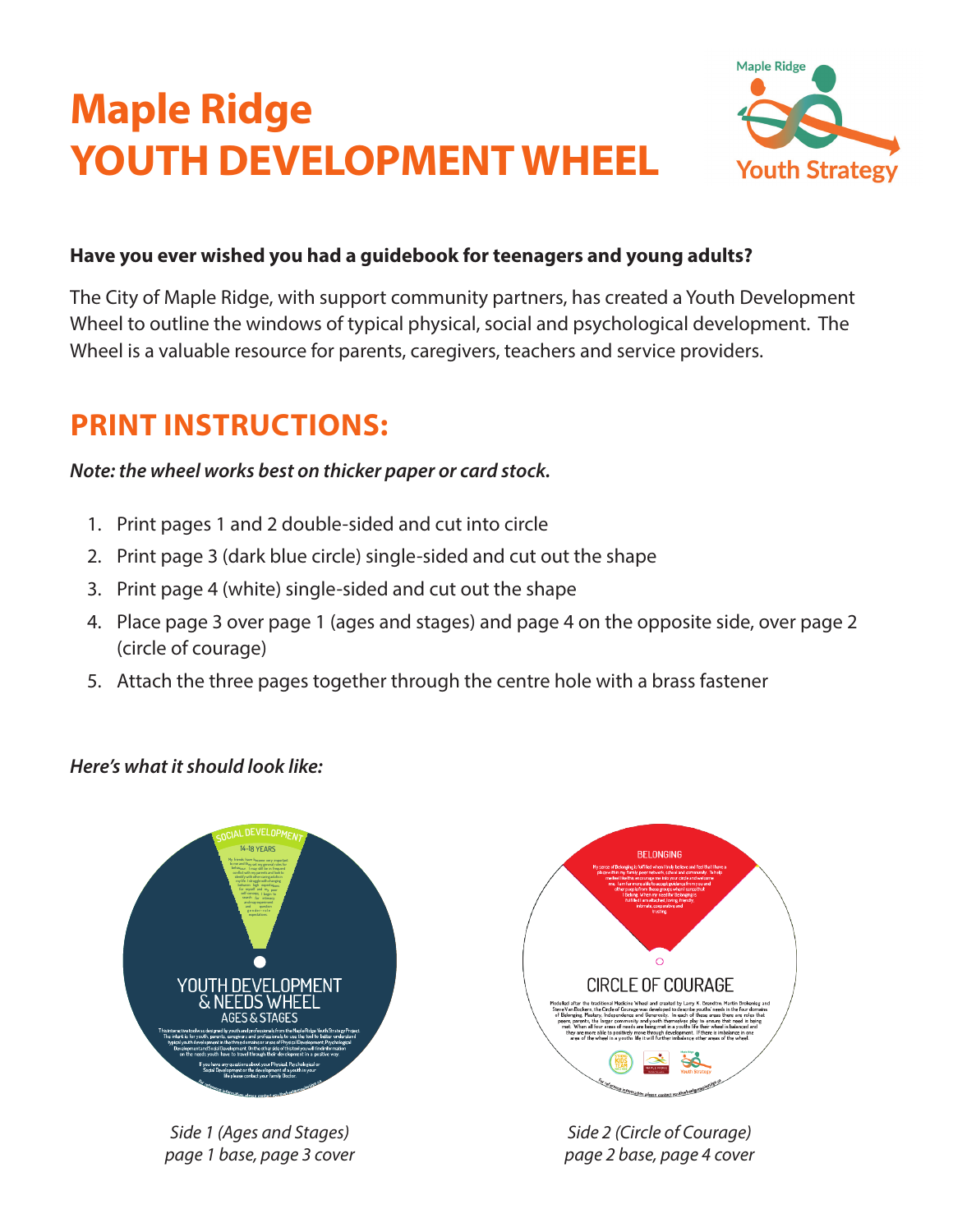# Maple Ridge YOUTH DEVELOPMENT WHEEL

**Have you ever wished you had a guidebook for teenagers and young adults?**

The City of Maple Ridge, with support community partners, has created a Youth Development Wheel to outline the windows of typical physical, social and psychological development. The Wheel is a valuable resource for parents, caregivers, teachers and service providers.

## PRINT INSTRUCTIONS:

***Note: the wheel works best on thicker paper or card stock.***

1. Print pages 1 and 2 double-sided and cut into circle
2. Print page 3 (dark blue circle) single-sided and cut out the shape
3. Print page 4 (white) single-sided and cut out the shape
4. Place page 3 over page 1 (ages and stages) and page 4 on the opposite side, over page 2 (circle of courage)
5. Attach the three pages together through the centre hole with a brass fastener

***Here's what it should look like:***

*Side 1 (Ages and Stages)*
*page 1 base, page 3 cover*

*Side 2 (Circle of Courage)*
*page 2 base, page 4 cover*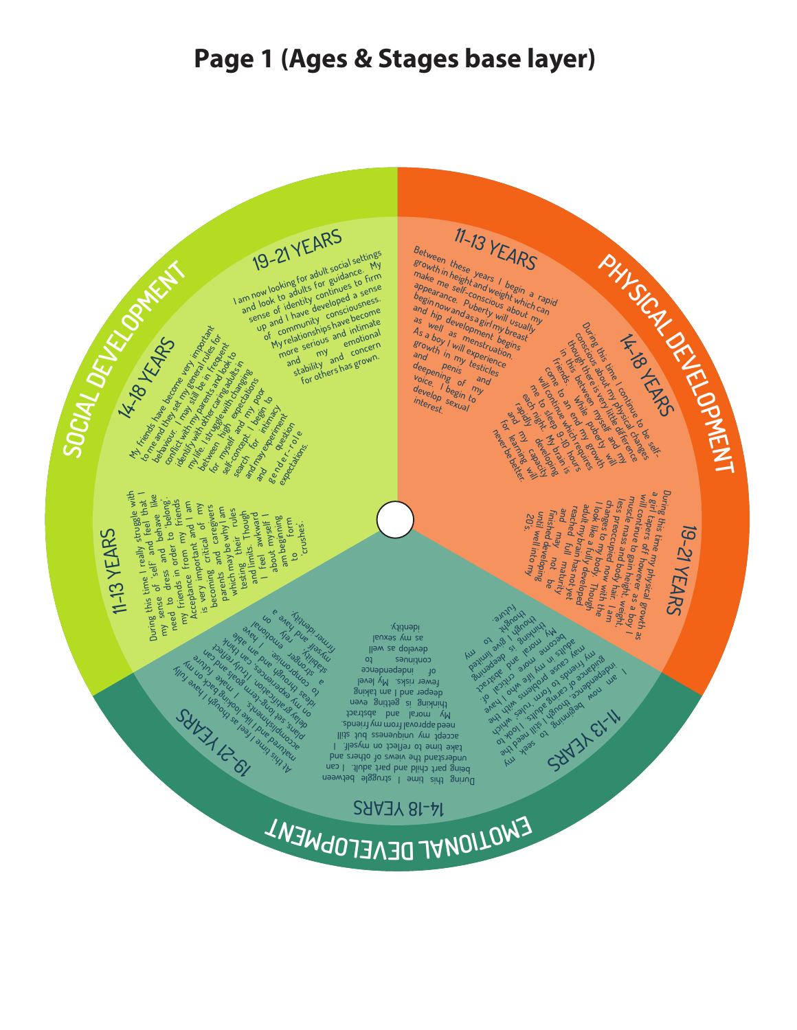# Page 1 (Ages & Stages base layer)

## PHYSICAL DEVELOPMENT

### 11-13 YEARS

Between these years I begin a rapid growth in height and weight which can make me self-conscious about my appearance. Puberty will usually begin now and as a girl my breast and hip development begins as well as menstruation. As a boy I will experience growth in my testicles and penis and deepening of my voice. I begin to develop sexual interest.

### 14-18 YEARS

During this time I continue to be self-conscious about my physical changes though there is very little difference in this between myself and my friends. While puberty will come to an end my growth will continue which requires me to sleep 9-10 hours each night. My brain is rapidly developing and my capacity for learning will never be better.

### 19-21 YEARS

During this time my physical growth as a girl tapers off however as a boy I will continue to gain height, weight, muscle mass and body hair. I am less preoccupied now with the changes to my body. Though I look like a fully developed adult my brain has not yet reached full maturity and may not be finished developing until well into my 20's.

## EMOTIONAL DEVELOPMENT

### 11-13 YEARS

I am now beginning to seek my independence, though I still need the guidance of caring adults. I look to my friends to form 'rules' which may cause problems with the adults in my life who I have become more critical of. My moral and abstract thinking is deepening though I give limited thought to my future.

### 14-18 YEARS

During this time I struggle between being part child and part adult. I can understand the views of others and take time to reflect on myself. I accept my uniqueness but still need approval from my friends. My moral and abstract thinking is getting even deeper and I am taking fewer risks. My level of independence continues to develop as well as my sexual identity.

### 19-21 YEARS

At this time I feel as though I have fully matured and I like looking back on my accomplishments. I make future plans, set long-term goals and can delay gratification. Truly reflect on my experiences, I have ideas through and am able to compromise. I can think a stronger emotional stability, and rely on myself, and have a firmer identity.

## SOCIAL DEVELOPMENT

### 11-13 YEARS

During this time I really struggle with my sense of 'self' and feel that I need to dress and behave like my friends in order to 'belong'. Acceptance from my friends is very important and of my parents and I am becoming critical of my caregivers which may be why I am testing their rules and limits. Though I feel awkward about myself I am beginning to form 'crushes'.

### 14-18 YEARS

My friends have become very important to me and they set my general rules for behaviour. I may still be in frequent conflict with my parents and look to identify with other caring adults in my life. I struggle with changing between high expectations for myself and my poor self-concept. I begin to search for intimacy and may experiment and question gender-role expectations.

### 19-21 YEARS

I am now looking for adult social settings and look to adults for guidance. My sense of identity continues to firm up and I have developed a sense of community consciousness. My relationships have become more serious and intimate and my emotional stability and concern for others has grown.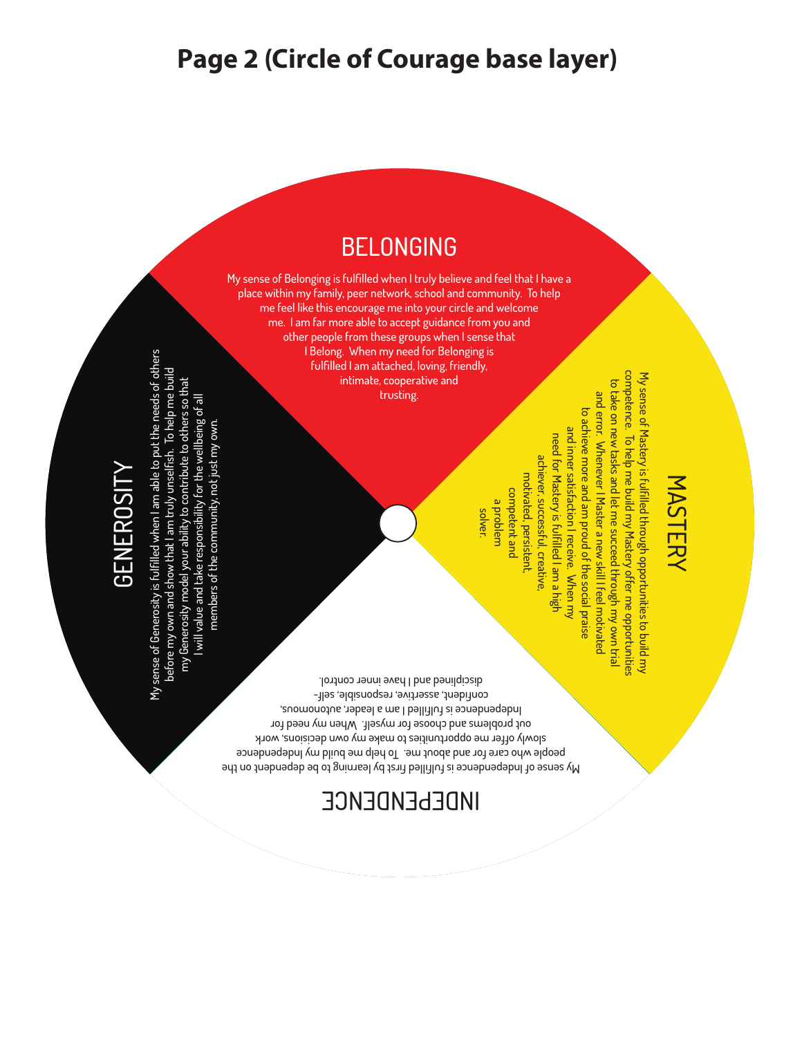# Page 2 (Circle of Courage base layer)

## BELONGING

My sense of Belonging is fulfilled when I truly believe and feel that I have a place within my family, peer network, school and community. To help me feel like this encourage me into your circle and welcome me. I am far more able to accept guidance from you and other people from these groups when I sense that I Belong. When my need for Belonging is fulfilled I am attached, loving, friendly, intimate, cooperative and trusting.

## MASTERY

My sense of Mastery is fulfilled through opportunities to build my competence. To help me build my Mastery offer me opportunities to take on new tasks and let me succeed through my own trial and error. Whenever I Master a new skill I feel motivated to achieve more and am proud of the social praise and inner satisfaction I receive. When my need for Mastery is fulfilled I am a high achiever, successful, creative, motivated, persistent, competent and a problem solver.

## INDEPENDENCE

My sense of Independence is fulfilled first by learning to be dependent on the people who care for and about me. To help me build my Independence slowly offer me opportunities to make my own decisions, work out problems and choose for myself. When my need for Independence is fulfilled I am a leader, autonomous, confident, assertive, responsible, self-disciplined and I have inner control.

## GENEROSITY

My sense of Generosity is fulfilled when I am able to put the needs of others before my own and show that I am truly unselfish. To help me build my Generosity model your ability to contribute to others so that I will value and take responsibility for the wellbeing of all members of the community, not just my own.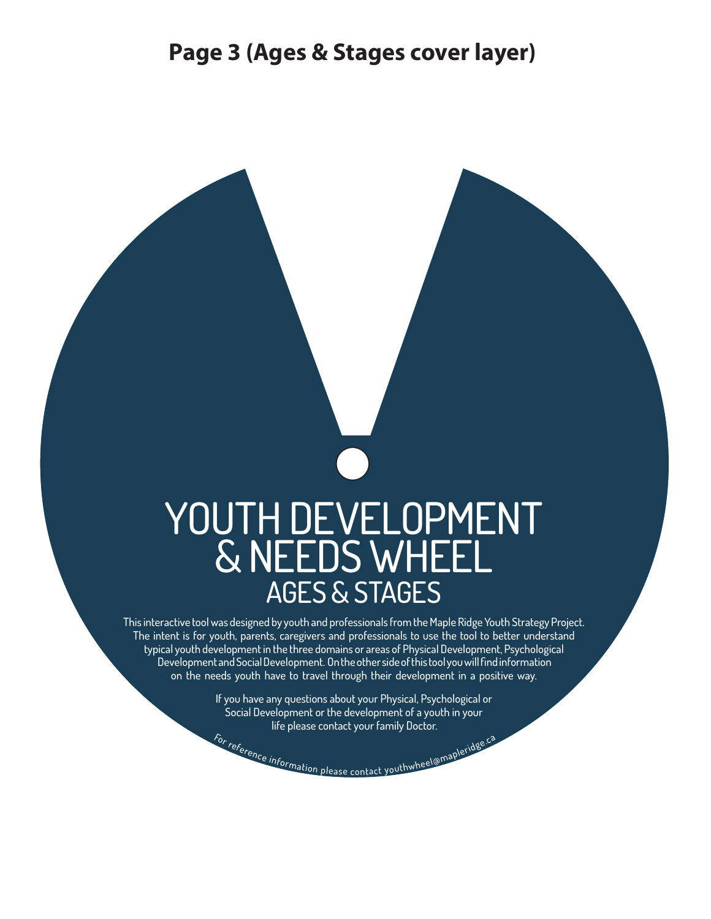**Page 3 (Ages & Stages cover layer)**

# YOUTH DEVELOPMENT & NEEDS WHEEL

## AGES & STAGES

This interactive tool was designed by youth and professionals from the Maple Ridge Youth Strategy Project. The intent is for youth, parents, caregivers and professionals to use the tool to better understand typical youth development in the three domains or areas of Physical Development, Psychological Development and Social Development. On the other side of this tool you will find information on the needs youth have to travel through their development in a positive way.

If you have any questions about your Physical, Psychological or Social Development or the development of a youth in your life please contact your family Doctor.

For reference information please contact youthwheel@mapleridge.ca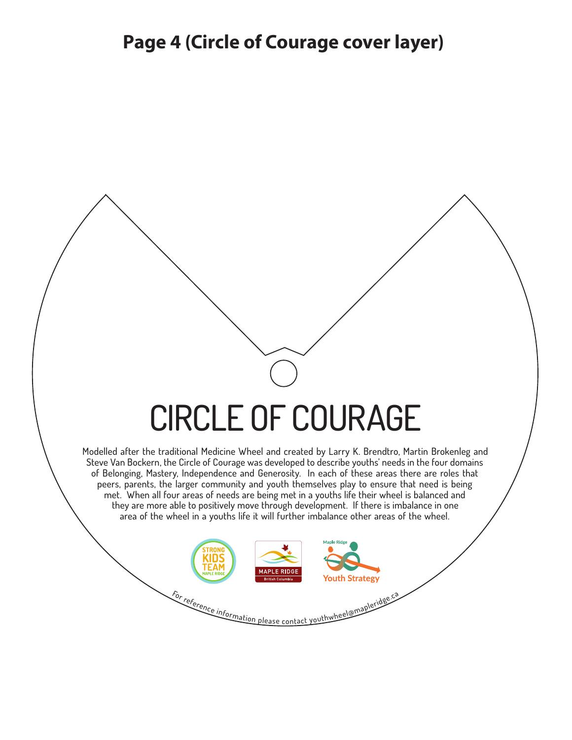# Page 4 (Circle of Courage cover layer)

## CIRCLE OF COURAGE

Modelled after the traditional Medicine Wheel and created by Larry K. Brendtro, Martin Brokenleg and Steve Van Bockern, the Circle of Courage was developed to describe youths' needs in the four domains of Belonging, Mastery, Independence and Generosity. In each of these areas there are roles that peers, parents, the larger community and youth themselves play to ensure that need is being met. When all four areas of needs are being met in a youths life their wheel is balanced and they are more able to positively move through development. If there is imbalance in one area of the wheel in a youths life it will further imbalance other areas of the wheel.

STRONG KIDS TEAM MAPLE RIDGE

MAPLE RIDGE British Columbia

Maple Ridge Youth Strategy

For reference information please contact youthwheel@mapleridge.ca